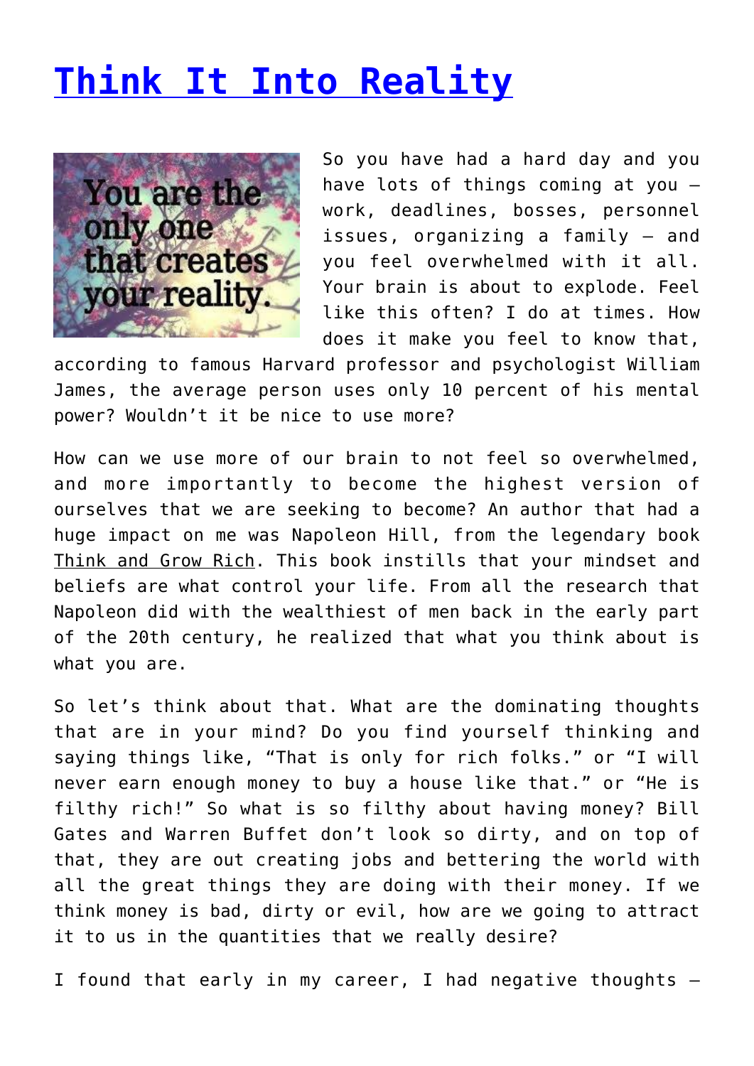# [Think It Into Reality]()

So you have had a hard day and you have lots of things coming at you – work, deadlines, bosses, personnel issues, organizing a family – and you feel overwhelmed with it all. Your brain is about to explode. Feel like this often? I do at times. How does it make you feel to know that, according to famous Harvard professor and psychologist William James, the average person uses only 10 percent of his mental power? Wouldn't it be nice to use more?

How can we use more of our brain to not feel so overwhelmed, and more importantly to become the highest version of ourselves that we are seeking to become? An author that had a huge impact on me was Napoleon Hill, from the legendary book Think and Grow Rich. This book instills that your mindset and beliefs are what control your life. From all the research that Napoleon did with the wealthiest of men back in the early part of the 20th century, he realized that what you think about is what you are.

So let's think about that. What are the dominating thoughts that are in your mind? Do you find yourself thinking and saying things like, "That is only for rich folks." or "I will never earn enough money to buy a house like that." or "He is filthy rich!" So what is so filthy about having money? Bill Gates and Warren Buffet don't look so dirty, and on top of that, they are out creating jobs and bettering the world with all the great things they are doing with their money. If we think money is bad, dirty or evil, how are we going to attract it to us in the quantities that we really desire?

I found that early in my career, I had negative thoughts –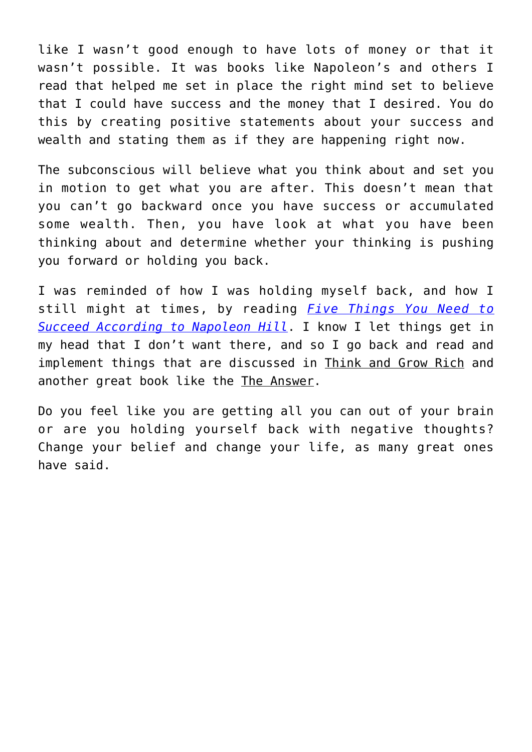like I wasn't good enough to have lots of money or that it wasn't possible. It was books like Napoleon's and others I read that helped me set in place the right mind set to believe that I could have success and the money that I desired. You do this by creating positive statements about your success and wealth and stating them as if they are happening right now.

The subconscious will believe what you think about and set you in motion to get what you are after. This doesn't mean that you can't go backward once you have success or accumulated some wealth. Then, you have look at what you have been thinking about and determine whether your thinking is pushing you forward or holding you back.

I was reminded of how I was holding myself back, and how I still might at times, by reading *Five Things You Need to Succeed According to Napoleon Hill*. I know I let things get in my head that I don't want there, and so I go back and read and implement things that are discussed in Think and Grow Rich and another great book like the The Answer.

Do you feel like you are getting all you can out of your brain or are you holding yourself back with negative thoughts? Change your belief and change your life, as many great ones have said.